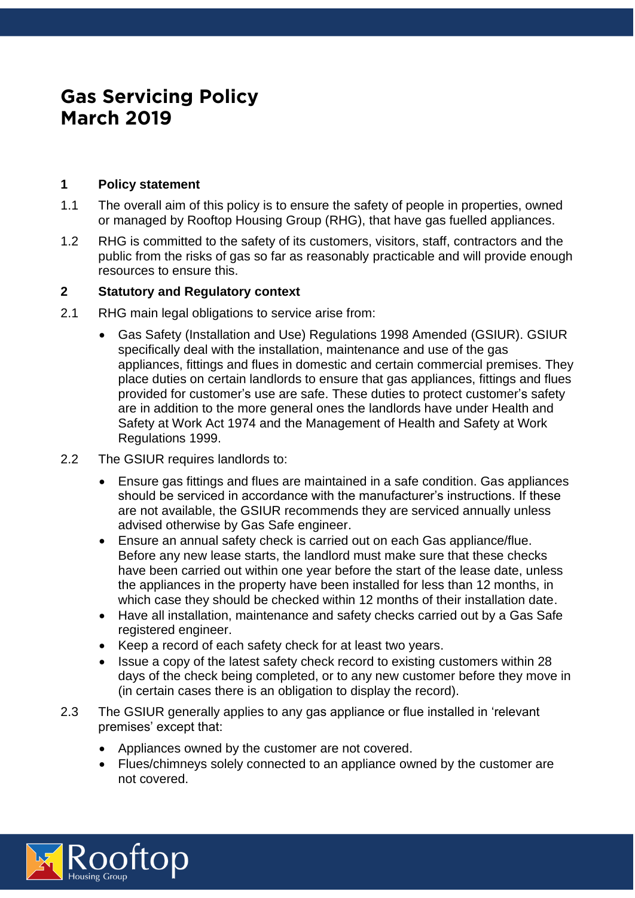# Gas Servicing Policy
# March 2019

## 1 Policy statement

1.1 The overall aim of this policy is to ensure the safety of people in properties, owned or managed by Rooftop Housing Group (RHG), that have gas fuelled appliances.

1.2 RHG is committed to the safety of its customers, visitors, staff, contractors and the public from the risks of gas so far as reasonably practicable and will provide enough resources to ensure this.

## 2 Statutory and Regulatory context

2.1 RHG main legal obligations to service arise from:

- Gas Safety (Installation and Use) Regulations 1998 Amended (GSIUR). GSIUR specifically deal with the installation, maintenance and use of the gas appliances, fittings and flues in domestic and certain commercial premises. They place duties on certain landlords to ensure that gas appliances, fittings and flues provided for customer's use are safe. These duties to protect customer's safety are in addition to the more general ones the landlords have under Health and Safety at Work Act 1974 and the Management of Health and Safety at Work Regulations 1999.

2.2 The GSIUR requires landlords to:

- Ensure gas fittings and flues are maintained in a safe condition. Gas appliances should be serviced in accordance with the manufacturer's instructions. If these are not available, the GSIUR recommends they are serviced annually unless advised otherwise by Gas Safe engineer.
- Ensure an annual safety check is carried out on each Gas appliance/flue. Before any new lease starts, the landlord must make sure that these checks have been carried out within one year before the start of the lease date, unless the appliances in the property have been installed for less than 12 months, in which case they should be checked within 12 months of their installation date.
- Have all installation, maintenance and safety checks carried out by a Gas Safe registered engineer.
- Keep a record of each safety check for at least two years.
- Issue a copy of the latest safety check record to existing customers within 28 days of the check being completed, or to any new customer before they move in (in certain cases there is an obligation to display the record).

2.3 The GSIUR generally applies to any gas appliance or flue installed in 'relevant premises' except that:

- Appliances owned by the customer are not covered.
- Flues/chimneys solely connected to an appliance owned by the customer are not covered.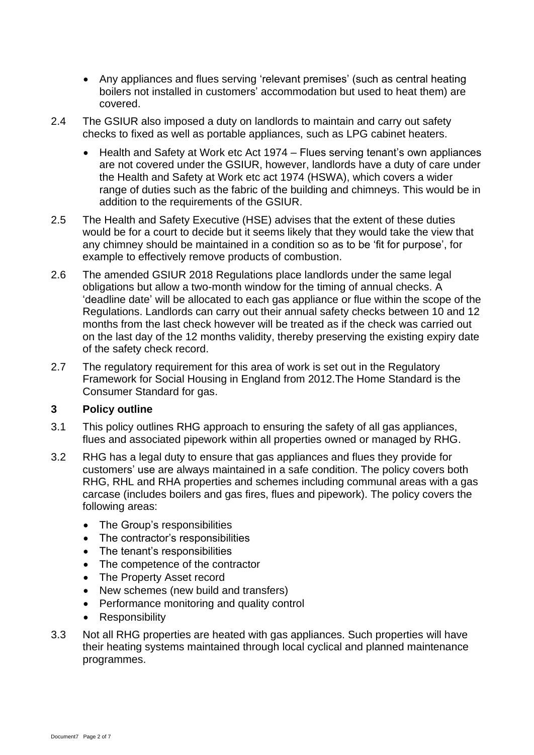- Any appliances and flues serving 'relevant premises' (such as central heating boilers not installed in customers' accommodation but used to heat them) are covered.

2.4 The GSIUR also imposed a duty on landlords to maintain and carry out safety checks to fixed as well as portable appliances, such as LPG cabinet heaters.

- Health and Safety at Work etc Act 1974 – Flues serving tenant's own appliances are not covered under the GSIUR, however, landlords have a duty of care under the Health and Safety at Work etc act 1974 (HSWA), which covers a wider range of duties such as the fabric of the building and chimneys. This would be in addition to the requirements of the GSIUR.

2.5 The Health and Safety Executive (HSE) advises that the extent of these duties would be for a court to decide but it seems likely that they would take the view that any chimney should be maintained in a condition so as to be 'fit for purpose', for example to effectively remove products of combustion.

2.6 The amended GSIUR 2018 Regulations place landlords under the same legal obligations but allow a two-month window for the timing of annual checks. A 'deadline date' will be allocated to each gas appliance or flue within the scope of the Regulations. Landlords can carry out their annual safety checks between 10 and 12 months from the last check however will be treated as if the check was carried out on the last day of the 12 months validity, thereby preserving the existing expiry date of the safety check record.

2.7 The regulatory requirement for this area of work is set out in the Regulatory Framework for Social Housing in England from 2012.The Home Standard is the Consumer Standard for gas.

## 3 Policy outline

3.1 This policy outlines RHG approach to ensuring the safety of all gas appliances, flues and associated pipework within all properties owned or managed by RHG.

3.2 RHG has a legal duty to ensure that gas appliances and flues they provide for customers' use are always maintained in a safe condition. The policy covers both RHG, RHL and RHA properties and schemes including communal areas with a gas carcase (includes boilers and gas fires, flues and pipework). The policy covers the following areas:

- The Group's responsibilities
- The contractor's responsibilities
- The tenant's responsibilities
- The competence of the contractor
- The Property Asset record
- New schemes (new build and transfers)
- Performance monitoring and quality control
- Responsibility

3.3 Not all RHG properties are heated with gas appliances. Such properties will have their heating systems maintained through local cyclical and planned maintenance programmes.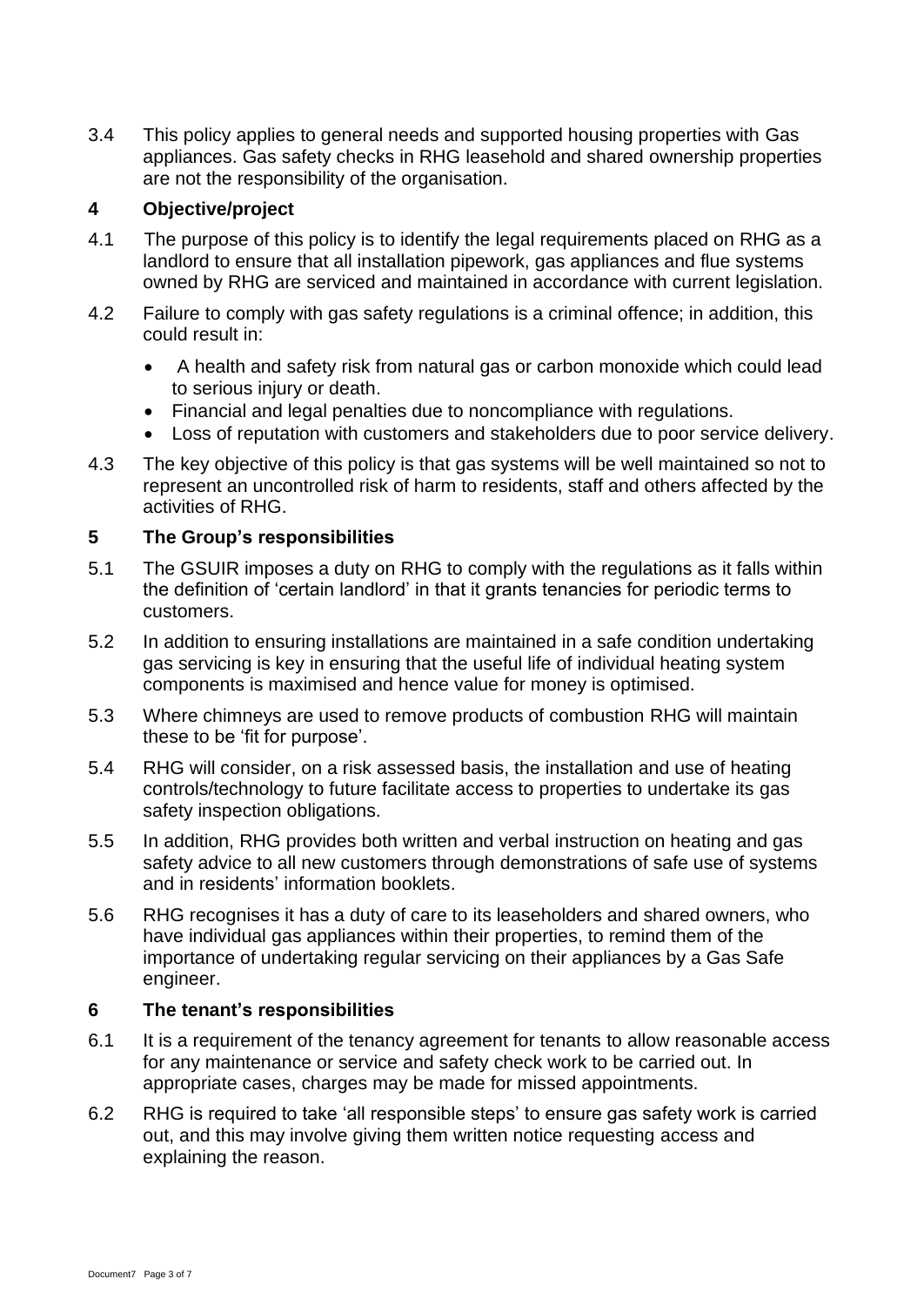3.4 This policy applies to general needs and supported housing properties with Gas appliances. Gas safety checks in RHG leasehold and shared ownership properties are not the responsibility of the organisation.

## 4 Objective/project

4.1 The purpose of this policy is to identify the legal requirements placed on RHG as a landlord to ensure that all installation pipework, gas appliances and flue systems owned by RHG are serviced and maintained in accordance with current legislation.

4.2 Failure to comply with gas safety regulations is a criminal offence; in addition, this could result in:

- A health and safety risk from natural gas or carbon monoxide which could lead to serious injury or death.
- Financial and legal penalties due to noncompliance with regulations.
- Loss of reputation with customers and stakeholders due to poor service delivery.

4.3 The key objective of this policy is that gas systems will be well maintained so not to represent an uncontrolled risk of harm to residents, staff and others affected by the activities of RHG.

## 5 The Group's responsibilities

5.1 The GSUIR imposes a duty on RHG to comply with the regulations as it falls within the definition of 'certain landlord' in that it grants tenancies for periodic terms to customers.

5.2 In addition to ensuring installations are maintained in a safe condition undertaking gas servicing is key in ensuring that the useful life of individual heating system components is maximised and hence value for money is optimised.

5.3 Where chimneys are used to remove products of combustion RHG will maintain these to be 'fit for purpose'.

5.4 RHG will consider, on a risk assessed basis, the installation and use of heating controls/technology to future facilitate access to properties to undertake its gas safety inspection obligations.

5.5 In addition, RHG provides both written and verbal instruction on heating and gas safety advice to all new customers through demonstrations of safe use of systems and in residents' information booklets.

5.6 RHG recognises it has a duty of care to its leaseholders and shared owners, who have individual gas appliances within their properties, to remind them of the importance of undertaking regular servicing on their appliances by a Gas Safe engineer.

## 6 The tenant's responsibilities

6.1 It is a requirement of the tenancy agreement for tenants to allow reasonable access for any maintenance or service and safety check work to be carried out. In appropriate cases, charges may be made for missed appointments.

6.2 RHG is required to take 'all responsible steps' to ensure gas safety work is carried out, and this may involve giving them written notice requesting access and explaining the reason.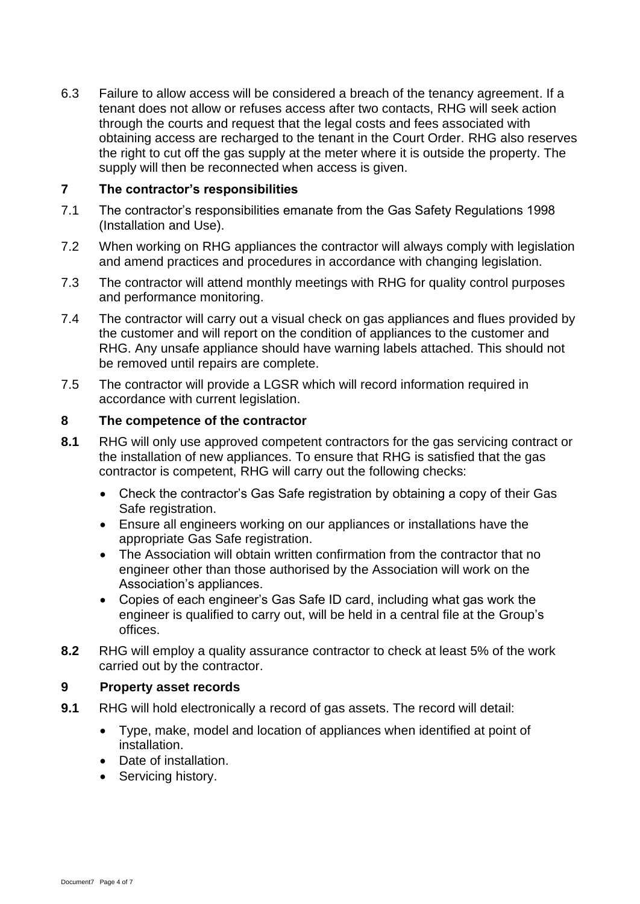6.3 Failure to allow access will be considered a breach of the tenancy agreement. If a tenant does not allow or refuses access after two contacts, RHG will seek action through the courts and request that the legal costs and fees associated with obtaining access are recharged to the tenant in the Court Order. RHG also reserves the right to cut off the gas supply at the meter where it is outside the property. The supply will then be reconnected when access is given.

## 7 The contractor's responsibilities

7.1 The contractor's responsibilities emanate from the Gas Safety Regulations 1998 (Installation and Use).

7.2 When working on RHG appliances the contractor will always comply with legislation and amend practices and procedures in accordance with changing legislation.

7.3 The contractor will attend monthly meetings with RHG for quality control purposes and performance monitoring.

7.4 The contractor will carry out a visual check on gas appliances and flues provided by the customer and will report on the condition of appliances to the customer and RHG. Any unsafe appliance should have warning labels attached. This should not be removed until repairs are complete.

7.5 The contractor will provide a LGSR which will record information required in accordance with current legislation.

## 8 The competence of the contractor

**8.1** RHG will only use approved competent contractors for the gas servicing contract or the installation of new appliances. To ensure that RHG is satisfied that the gas contractor is competent, RHG will carry out the following checks:

- Check the contractor's Gas Safe registration by obtaining a copy of their Gas Safe registration.
- Ensure all engineers working on our appliances or installations have the appropriate Gas Safe registration.
- The Association will obtain written confirmation from the contractor that no engineer other than those authorised by the Association will work on the Association's appliances.
- Copies of each engineer's Gas Safe ID card, including what gas work the engineer is qualified to carry out, will be held in a central file at the Group's offices.

**8.2** RHG will employ a quality assurance contractor to check at least 5% of the work carried out by the contractor.

## 9 Property asset records

**9.1** RHG will hold electronically a record of gas assets. The record will detail:

- Type, make, model and location of appliances when identified at point of installation.
- Date of installation.
- Servicing history.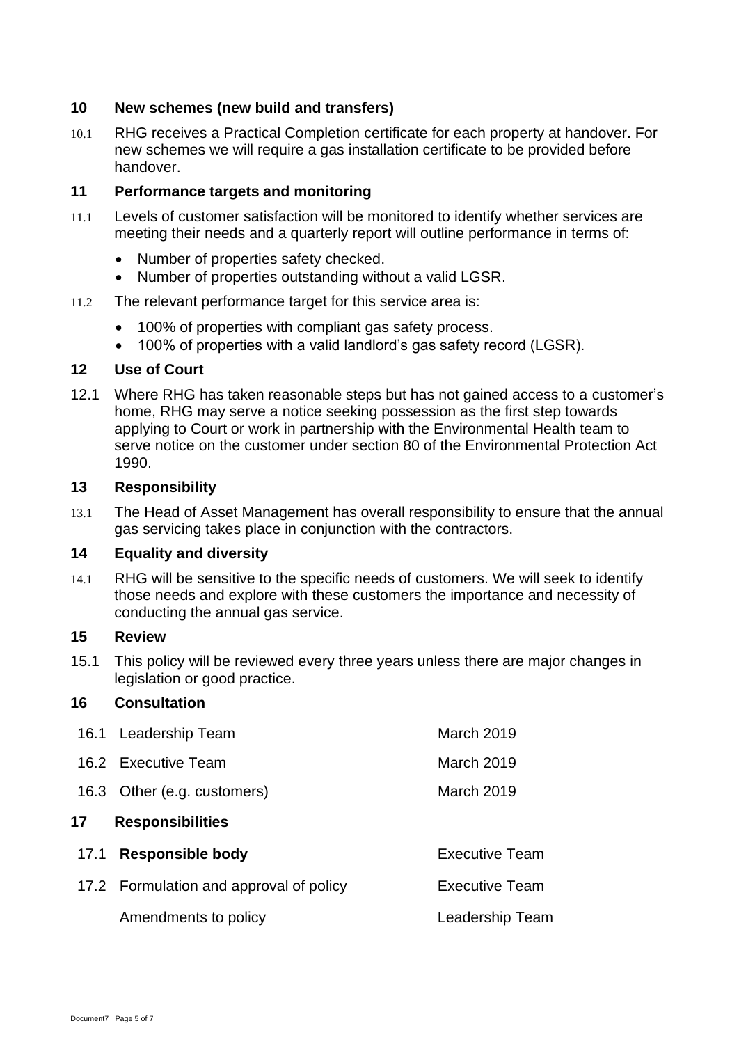## 10 New schemes (new build and transfers)

10.1 RHG receives a Practical Completion certificate for each property at handover. For new schemes we will require a gas installation certificate to be provided before handover.

## 11 Performance targets and monitoring

11.1 Levels of customer satisfaction will be monitored to identify whether services are meeting their needs and a quarterly report will outline performance in terms of:

- Number of properties safety checked.
- Number of properties outstanding without a valid LGSR.

11.2 The relevant performance target for this service area is:

- 100% of properties with compliant gas safety process.
- 100% of properties with a valid landlord's gas safety record (LGSR).

## 12 Use of Court

12.1 Where RHG has taken reasonable steps but has not gained access to a customer's home, RHG may serve a notice seeking possession as the first step towards applying to Court or work in partnership with the Environmental Health team to serve notice on the customer under section 80 of the Environmental Protection Act 1990.

## 13 Responsibility

13.1 The Head of Asset Management has overall responsibility to ensure that the annual gas servicing takes place in conjunction with the contractors.

## 14 Equality and diversity

14.1 RHG will be sensitive to the specific needs of customers. We will seek to identify those needs and explore with these customers the importance and necessity of conducting the annual gas service.

## 15 Review

15.1 This policy will be reviewed every three years unless there are major changes in legislation or good practice.

## 16 Consultation

| | | |
|---|---|---|
| 16.1 | Leadership Team | March 2019 |
| 16.2 | Executive Team | March 2019 |
| 16.3 | Other (e.g. customers) | March 2019 |

## 17 Responsibilities

| | | |
|---|---|---|
| 17.1 | **Responsible body** | Executive Team |
| 17.2 | Formulation and approval of policy | Executive Team |
| | Amendments to policy | Leadership Team |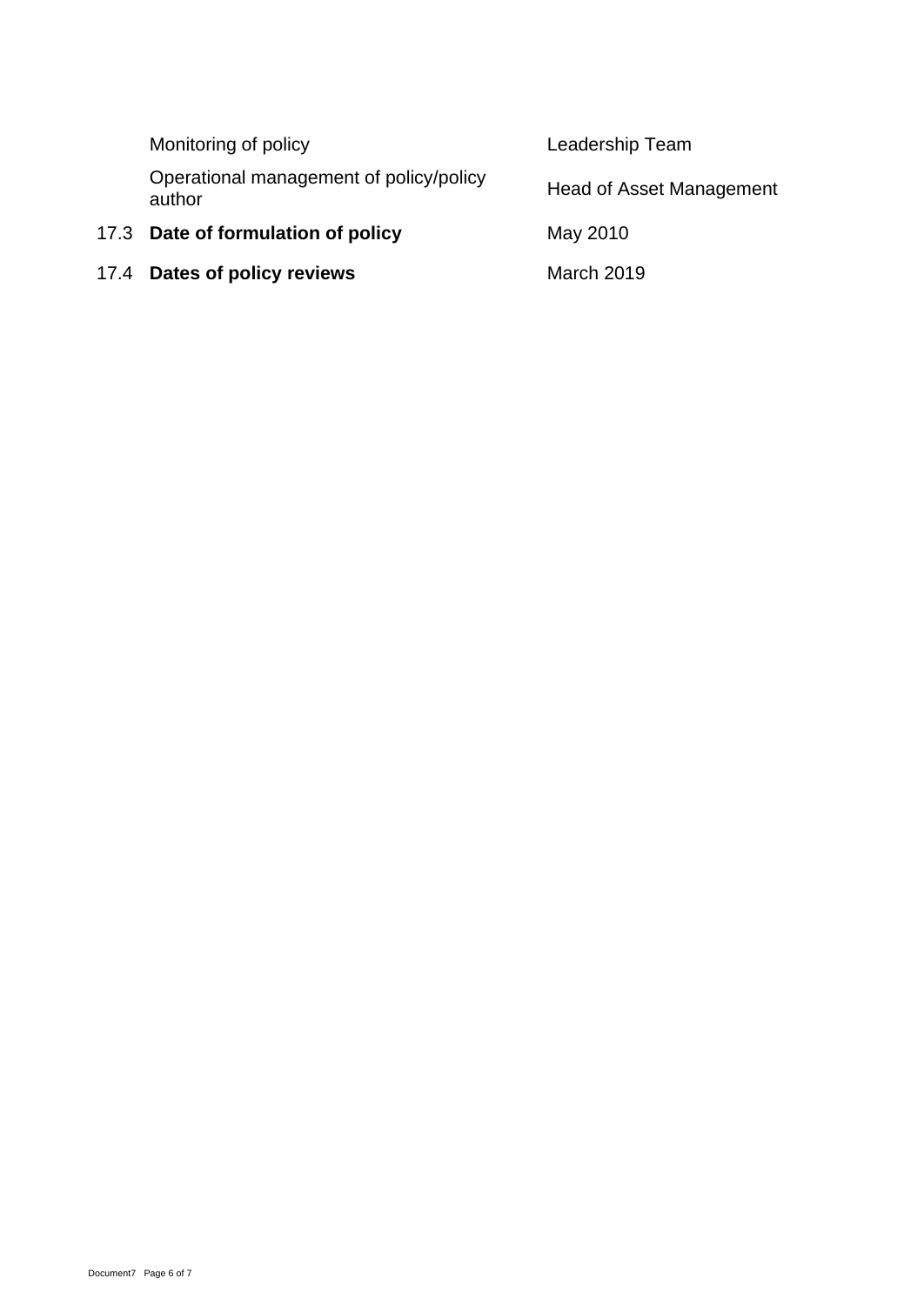| | | |
|---|---|---|
| | Monitoring of policy | Leadership Team |
| | Operational management of policy/policy author | Head of Asset Management |
| 17.3 | **Date of formulation of policy** | May 2010 |
| 17.4 | **Dates of policy reviews** | March 2019 |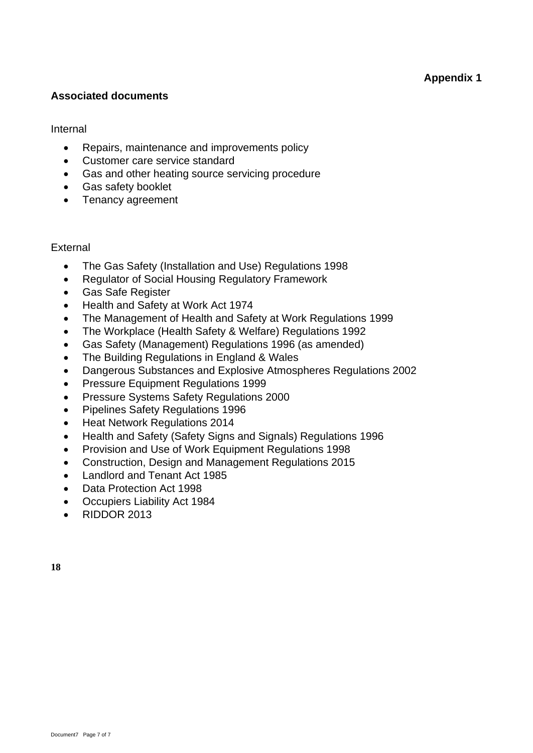**Appendix 1**

## Associated documents

Internal

- Repairs, maintenance and improvements policy
- Customer care service standard
- Gas and other heating source servicing procedure
- Gas safety booklet
- Tenancy agreement

External

- The Gas Safety (Installation and Use) Regulations 1998
- Regulator of Social Housing Regulatory Framework
- Gas Safe Register
- Health and Safety at Work Act 1974
- The Management of Health and Safety at Work Regulations 1999
- The Workplace (Health Safety & Welfare) Regulations 1992
- Gas Safety (Management) Regulations 1996 (as amended)
- The Building Regulations in England & Wales
- Dangerous Substances and Explosive Atmospheres Regulations 2002
- Pressure Equipment Regulations 1999
- Pressure Systems Safety Regulations 2000
- Pipelines Safety Regulations 1996
- Heat Network Regulations 2014
- Health and Safety (Safety Signs and Signals) Regulations 1996
- Provision and Use of Work Equipment Regulations 1998
- Construction, Design and Management Regulations 2015
- Landlord and Tenant Act 1985
- Data Protection Act 1998
- Occupiers Liability Act 1984
- RIDDOR 2013